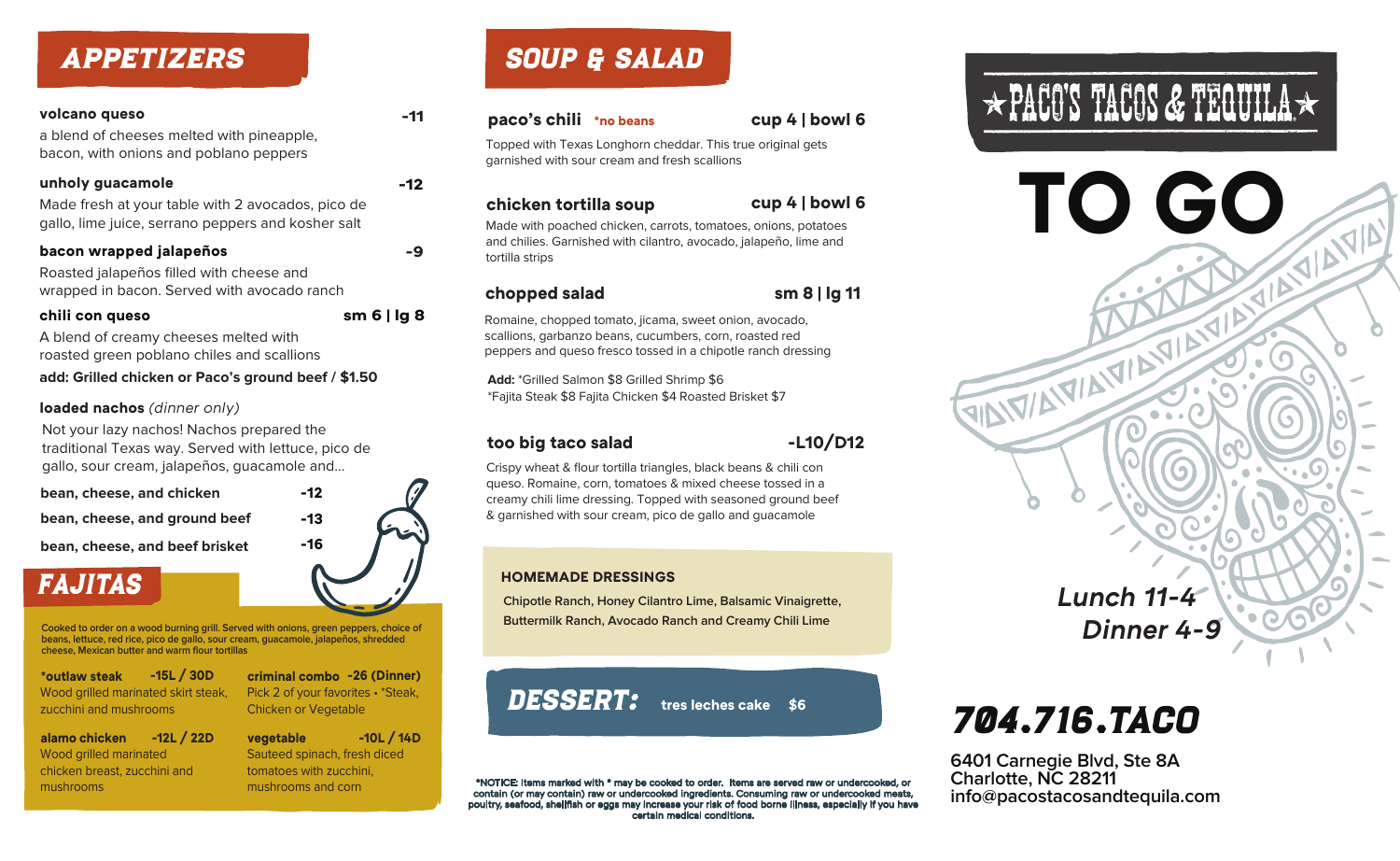## APPETIZERS

**volcano queso** -11

a blend of cheeses melted with pineapple, bacon, with onions and poblano peppers

**unholy guacamole** -12

Made fresh at your table with 2 avocados, pico de gallo, lime juice, serrano peppers and kosher salt

**bacon wrapped jalapeños** -9

Roasted jalapeños filled with cheese and wrapped in bacon. Served with avocado ranch

**chili con queso** sm 6 | lg 8

A blend of creamy cheeses melted with roasted green poblano chiles and scallions

**add: Grilled chicken or Paco's ground beef / $1.50**

**loaded nachos** *(dinner only)*

Not your lazy nachos! Nachos prepared the traditional Texas way. Served with lettuce, pico de gallo, sour cream, jalapeños, guacamole and...

**bean, cheese, and chicken** -12

**bean, cheese, and ground beef** -13

**bean, cheese, and beef brisket** -16

## FAJITAS

Cooked to order on a wood burning grill. Served with onions, green peppers, choice of beans, lettuce, red rice, pico de gallo, sour cream, guacamole, jalapeños, shredded cheese, Mexican butter and warm flour tortillas

**\*outlaw steak** -15L / 30D

Wood grilled marinated skirt steak, zucchini and mushrooms

**alamo chicken** -12L / 22D

Wood grilled marinated chicken breast, zucchini and mushrooms

**criminal combo** -26 (Dinner)

Pick 2 of your favorites • *Steak, Chicken or Vegetable

**vegetable** -10L / 14D

Sauteed spinach, fresh diced tomatoes with zucchini, mushrooms and corn

## SOUP & SALAD

**paco's chili** *no beans — cup 4 | bowl 6

Topped with Texas Longhorn cheddar. This true original gets garnished with sour cream and fresh scallions

**chicken tortilla soup** cup 4 | bowl 6

Made with poached chicken, carrots, tomatoes, onions, potatoes and chilies. Garnished with cilantro, avocado, jalapeño, lime and tortilla strips

**chopped salad** sm 8 | lg 11

Romaine, chopped tomato, jicama, sweet onion, avocado, scallions, garbanzo beans, cucumbers, corn, roasted red peppers and queso fresco tossed in a chipotle ranch dressing

**Add:** *Grilled Salmon $8 Grilled Shrimp $6
*Fajita Steak $8 Fajita Chicken $4 Roasted Brisket $7

**too big taco salad** -L10/D12

Crispy wheat & flour tortilla triangles, black beans & chili con queso. Romaine, corn, tomatoes & mixed cheese tossed in a creamy chili lime dressing. Topped with seasoned ground beef & garnished with sour cream, pico de gallo and guacamole

### HOMEMADE DRESSINGS

Chipotle Ranch, Honey Cilantro Lime, Balsamic Vinaigrette, Buttermilk Ranch, Avocado Ranch and Creamy Chili Lime

## DESSERT:

**tres leches cake** $6

*NOTICE: Items marked with * may be cooked to order. Items are served raw or undercooked, or contain (or may contain) raw or undercooked ingredients. Consuming raw or undercooked meats, poultry, seafood, shellfish or eggs may increase your risk of food borne illness, especially if you have certain medical conditions.

# ★PACO'S TACOS & TEQUILA★

# TO GO

*Lunch 11-4*
*Dinner 4-9*

## 704.716.TACO

**6401 Carnegie Blvd, Ste 8A**
**Charlotte, NC 28211**
**info@pacostacosandtequila.com**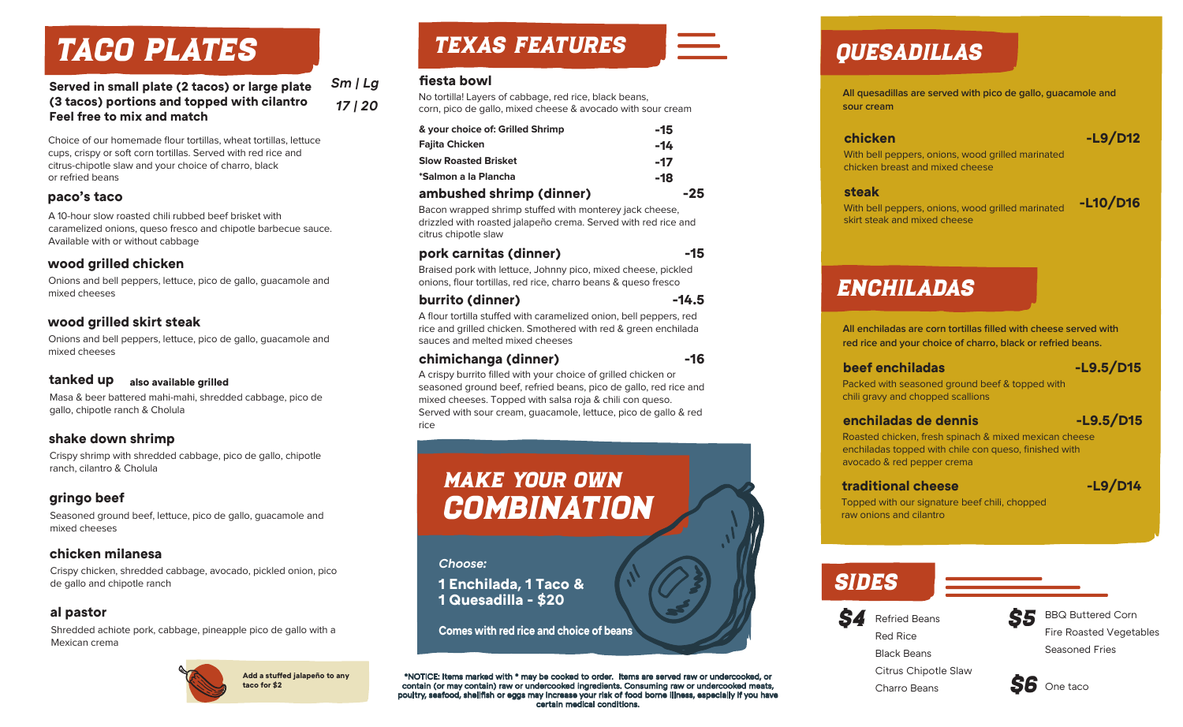# TACO PLATES

**Served in small plate (2 tacos) or large plate (3 tacos) portions and topped with cilantro Feel free to mix and match**

*Sm | Lg*
*17 | 20*

Choice of our homemade flour tortillas, wheat tortillas, lettuce cups, crispy or soft corn tortillas. Served with red rice and citrus-chipotle slaw and your choice of charro, black or refried beans

### paco's taco

A 10-hour slow roasted chili rubbed beef brisket with caramelized onions, queso fresco and chipotle barbecue sauce. Available with or without cabbage

### wood grilled chicken

Onions and bell peppers, lettuce, pico de gallo, guacamole and mixed cheeses

### wood grilled skirt steak

Onions and bell peppers, lettuce, pico de gallo, guacamole and mixed cheeses

### tanked up **also available grilled**

Masa & beer battered mahi-mahi, shredded cabbage, pico de gallo, chipotle ranch & Cholula

### shake down shrimp

Crispy shrimp with shredded cabbage, pico de gallo, chipotle ranch, cilantro & Cholula

### gringo beef

Seasoned ground beef, lettuce, pico de gallo, guacamole and mixed cheeses

### chicken milanesa

Crispy chicken, shredded cabbage, avocado, pickled onion, pico de gallo and chipotle ranch

### al pastor

Shredded achiote pork, cabbage, pineapple pico de gallo with a Mexican crema

**Add a stuffed jalapeño to any taco for $2**

# TEXAS FEATURES

### fiesta bowl

No tortilla! Layers of cabbage, red rice, black beans, corn, pico de gallo, mixed cheese & avocado with sour cream

| | |
|---|---|
| **& your choice of: Grilled Shrimp** | **-15** |
| **Fajita Chicken** | **-14** |
| **Slow Roasted Brisket** | **-17** |
| ***Salmon a la Plancha** | **-18** |

### ambushed shrimp (dinner) -25

Bacon wrapped shrimp stuffed with monterey jack cheese, drizzled with roasted jalapeño crema. Served with red rice and citrus chipotle slaw

### pork carnitas (dinner) -15

Braised pork with lettuce, Johnny pico, mixed cheese, pickled onions, flour tortillas, red rice, charro beans & queso fresco

### burrito (dinner) -14.5

A flour tortilla stuffed with caramelized onion, bell peppers, red rice and grilled chicken. Smothered with red & green enchilada sauces and melted mixed cheeses

### chimichanga (dinner) -16

A crispy burrito filled with your choice of grilled chicken or seasoned ground beef, refried beans, pico de gallo, red rice and mixed cheeses. Topped with salsa roja & chili con queso. Served with sour cream, guacamole, lettuce, pico de gallo & red rice

# MAKE YOUR OWN COMBINATION

*Choose:*

**1 Enchilada, 1 Taco & 1 Quesadilla - $20**

**Comes with red rice and choice of beans**

**\*NOTICE: Items marked with \* may be cooked to order. Items are served raw or undercooked, or contain (or may contain) raw or undercooked ingredients. Consuming raw or undercooked meats, poultry, seafood, shellfish or eggs may increase your risk of food borne illness, especially if you have certain medical conditions.**

# QUESADILLAS

**All quesadillas are served with pico de gallo, guacamole and sour cream**

### chicken -L9/D12

With bell peppers, onions, wood grilled marinated chicken breast and mixed cheese

### steak -L10/D16

With bell peppers, onions, wood grilled marinated skirt steak and mixed cheese

# ENCHILADAS

**All enchiladas are corn tortillas filled with cheese served with red rice and your choice of charro, black or refried beans.**

### beef enchiladas -L9.5/D15

Packed with seasoned ground beef & topped with chili gravy and chopped scallions

### enchiladas de dennis -L9.5/D15

Roasted chicken, fresh spinach & mixed mexican cheese enchiladas topped with chile con queso, finished with avocado & red pepper crema

### traditional cheese -L9/D14

Topped with our signature beef chili, chopped raw onions and cilantro

# SIDES

**$4**
- Refried Beans
- Red Rice
- Black Beans
- Citrus Chipotle Slaw
- Charro Beans

**$5**
- BBQ Buttered Corn
- Fire Roasted Vegetables
- Seasoned Fries

**$6**
- One taco